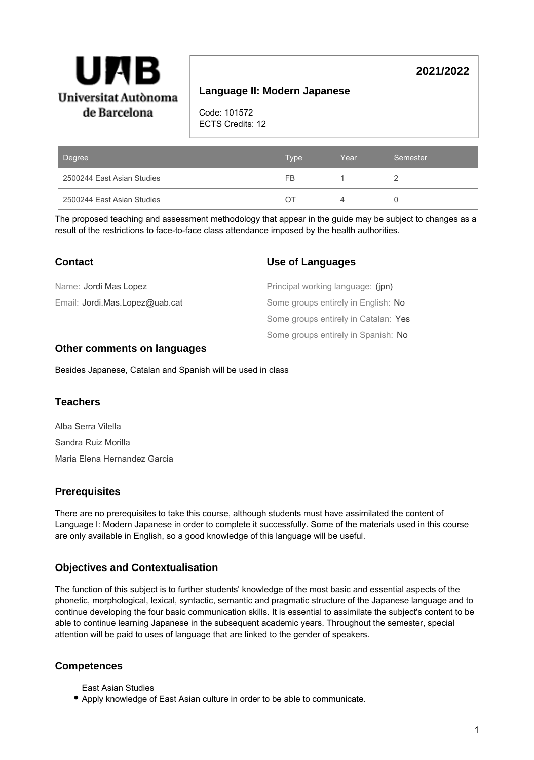UAB Universitat Autònoma de Barcelona

# Language II: Modern Japanese

**2021/2022**

Code: 101572
ECTS Credits: 12

| Degree | Type | Year | Semester |
|---|---|---|---|
| 2500244 East Asian Studies | FB | 1 | 2 |
| 2500244 East Asian Studies | OT | 4 | 0 |

The proposed teaching and assessment methodology that appear in the guide may be subject to changes as a result of the restrictions to face-to-face class attendance imposed by the health authorities.

## Contact

Name: Jordi Mas Lopez

Email: Jordi.Mas.Lopez@uab.cat

## Use of Languages

Principal working language: (jpn)

Some groups entirely in English: No

Some groups entirely in Catalan: Yes

Some groups entirely in Spanish: No

## Other comments on languages

Besides Japanese, Catalan and Spanish will be used in class

## Teachers

Alba Serra Vilella

Sandra Ruiz Morilla

Maria Elena Hernandez Garcia

## Prerequisites

There are no prerequisites to take this course, although students must have assimilated the content of Language I: Modern Japanese in order to complete it successfully. Some of the materials used in this course are only available in English, so a good knowledge of this language will be useful.

## Objectives and Contextualisation

The function of this subject is to further students' knowledge of the most basic and essential aspects of the phonetic, morphological, lexical, syntactic, semantic and pragmatic structure of the Japanese language and to continue developing the four basic communication skills. It is essential to assimilate the subject's content to be able to continue learning Japanese in the subsequent academic years. Throughout the semester, special attention will be paid to uses of language that are linked to the gender of speakers.

## Competences

East Asian Studies

- Apply knowledge of East Asian culture in order to be able to communicate.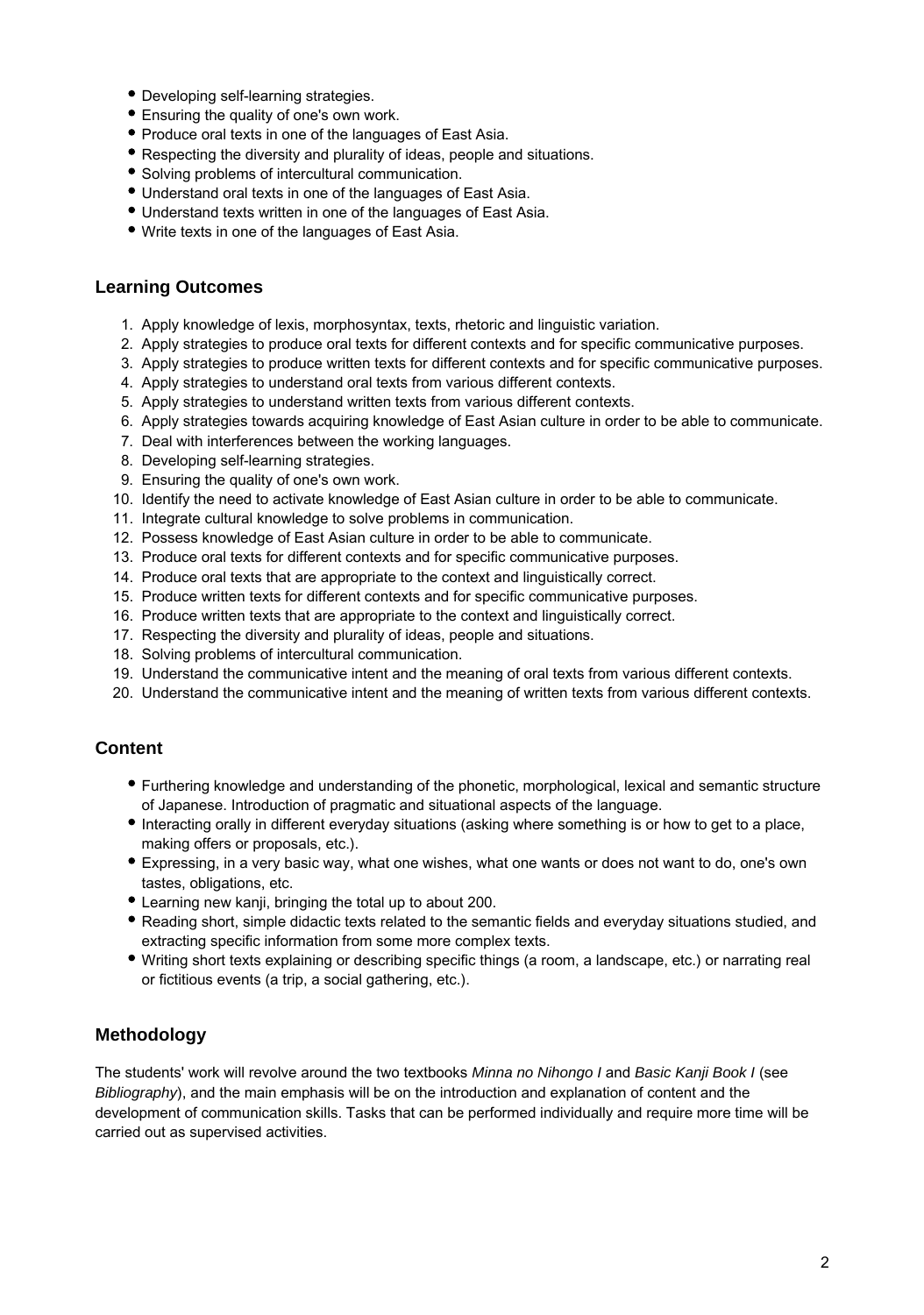- Developing self-learning strategies.
- Ensuring the quality of one's own work.
- Produce oral texts in one of the languages of East Asia.
- Respecting the diversity and plurality of ideas, people and situations.
- Solving problems of intercultural communication.
- Understand oral texts in one of the languages of East Asia.
- Understand texts written in one of the languages of East Asia.
- Write texts in one of the languages of East Asia.

## Learning Outcomes

1. Apply knowledge of lexis, morphosyntax, texts, rhetoric and linguistic variation.
2. Apply strategies to produce oral texts for different contexts and for specific communicative purposes.
3. Apply strategies to produce written texts for different contexts and for specific communicative purposes.
4. Apply strategies to understand oral texts from various different contexts.
5. Apply strategies to understand written texts from various different contexts.
6. Apply strategies towards acquiring knowledge of East Asian culture in order to be able to communicate.
7. Deal with interferences between the working languages.
8. Developing self-learning strategies.
9. Ensuring the quality of one's own work.
10. Identify the need to activate knowledge of East Asian culture in order to be able to communicate.
11. Integrate cultural knowledge to solve problems in communication.
12. Possess knowledge of East Asian culture in order to be able to communicate.
13. Produce oral texts for different contexts and for specific communicative purposes.
14. Produce oral texts that are appropriate to the context and linguistically correct.
15. Produce written texts for different contexts and for specific communicative purposes.
16. Produce written texts that are appropriate to the context and linguistically correct.
17. Respecting the diversity and plurality of ideas, people and situations.
18. Solving problems of intercultural communication.
19. Understand the communicative intent and the meaning of oral texts from various different contexts.
20. Understand the communicative intent and the meaning of written texts from various different contexts.

## Content

- Furthering knowledge and understanding of the phonetic, morphological, lexical and semantic structure of Japanese. Introduction of pragmatic and situational aspects of the language.
- Interacting orally in different everyday situations (asking where something is or how to get to a place, making offers or proposals, etc.).
- Expressing, in a very basic way, what one wishes, what one wants or does not want to do, one's own tastes, obligations, etc.
- Learning new kanji, bringing the total up to about 200.
- Reading short, simple didactic texts related to the semantic fields and everyday situations studied, and extracting specific information from some more complex texts.
- Writing short texts explaining or describing specific things (a room, a landscape, etc.) or narrating real or fictitious events (a trip, a social gathering, etc.).

## Methodology

The students' work will revolve around the two textbooks *Minna no Nihongo I* and *Basic Kanji Book I* (see *Bibliography*), and the main emphasis will be on the introduction and explanation of content and the development of communication skills. Tasks that can be performed individually and require more time will be carried out as supervised activities.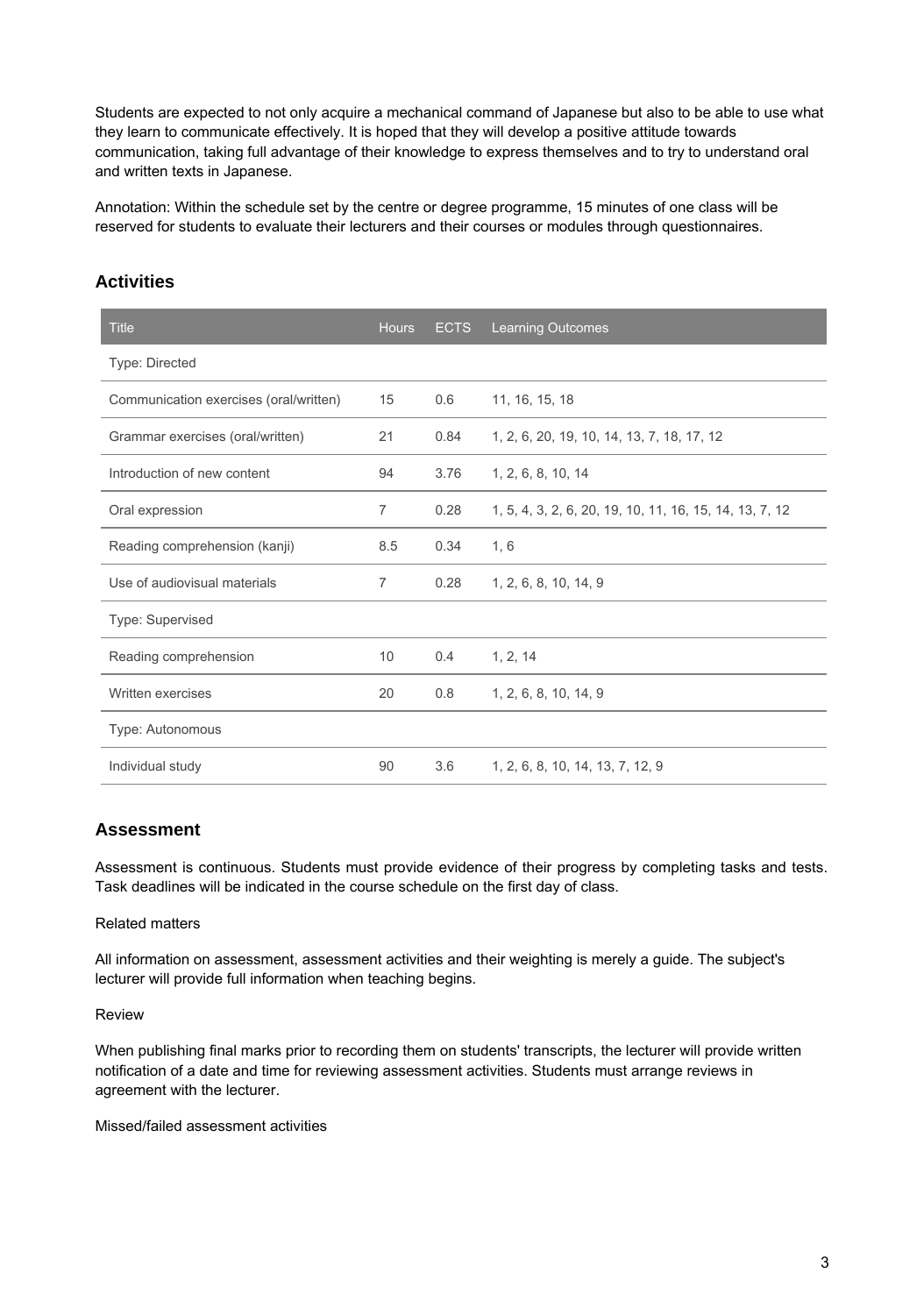Students are expected to not only acquire a mechanical command of Japanese but also to be able to use what they learn to communicate effectively. It is hoped that they will develop a positive attitude towards communication, taking full advantage of their knowledge to express themselves and to try to understand oral and written texts in Japanese.

Annotation: Within the schedule set by the centre or degree programme, 15 minutes of one class will be reserved for students to evaluate their lecturers and their courses or modules through questionnaires.

## Activities

| Title | Hours | ECTS | Learning Outcomes |
|---|---|---|---|
| Type: Directed | | | |
| Communication exercises (oral/written) | 15 | 0.6 | 11, 16, 15, 18 |
| Grammar exercises (oral/written) | 21 | 0.84 | 1, 2, 6, 20, 19, 10, 14, 13, 7, 18, 17, 12 |
| Introduction of new content | 94 | 3.76 | 1, 2, 6, 8, 10, 14 |
| Oral expression | 7 | 0.28 | 1, 5, 4, 3, 2, 6, 20, 19, 10, 11, 16, 15, 14, 13, 7, 12 |
| Reading comprehension (kanji) | 8.5 | 0.34 | 1, 6 |
| Use of audiovisual materials | 7 | 0.28 | 1, 2, 6, 8, 10, 14, 9 |
| Type: Supervised | | | |
| Reading comprehension | 10 | 0.4 | 1, 2, 14 |
| Written exercises | 20 | 0.8 | 1, 2, 6, 8, 10, 14, 9 |
| Type: Autonomous | | | |
| Individual study | 90 | 3.6 | 1, 2, 6, 8, 10, 14, 13, 7, 12, 9 |

## Assessment

Assessment is continuous. Students must provide evidence of their progress by completing tasks and tests. Task deadlines will be indicated in the course schedule on the first day of class.

Related matters

All information on assessment, assessment activities and their weighting is merely a guide. The subject's lecturer will provide full information when teaching begins.

Review

When publishing final marks prior to recording them on students' transcripts, the lecturer will provide written notification of a date and time for reviewing assessment activities. Students must arrange reviews in agreement with the lecturer.

Missed/failed assessment activities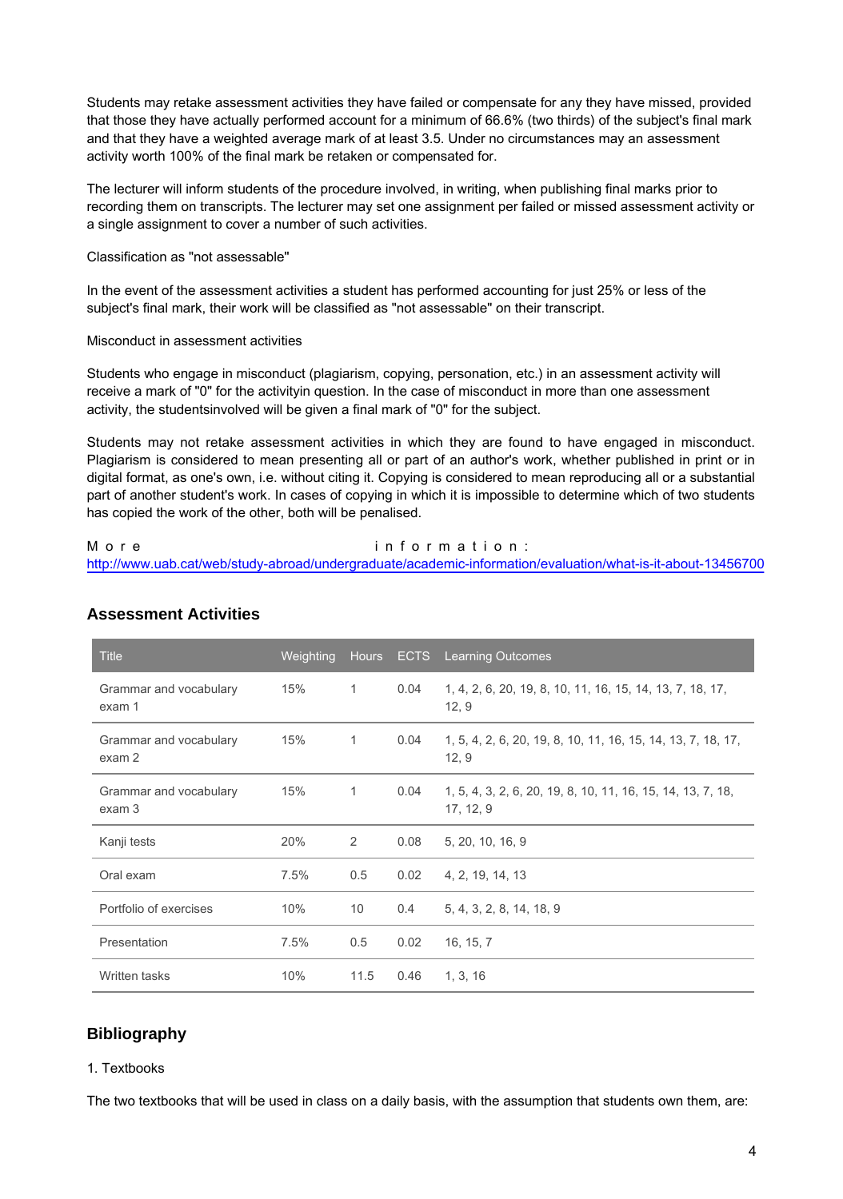Students may retake assessment activities they have failed or compensate for any they have missed, provided that those they have actually performed account for a minimum of 66.6% (two thirds) of the subject's final mark and that they have a weighted average mark of at least 3.5. Under no circumstances may an assessment activity worth 100% of the final mark be retaken or compensated for.

The lecturer will inform students of the procedure involved, in writing, when publishing final marks prior to recording them on transcripts. The lecturer may set one assignment per failed or missed assessment activity or a single assignment to cover a number of such activities.

Classification as "not assessable"

In the event of the assessment activities a student has performed accounting for just 25% or less of the subject's final mark, their work will be classified as "not assessable" on their transcript.

Misconduct in assessment activities

Students who engage in misconduct (plagiarism, copying, personation, etc.) in an assessment activity will receive a mark of "0" for the activityin question. In the case of misconduct in more than one assessment activity, the studentsinvolved will be given a final mark of "0" for the subject.

Students may not retake assessment activities in which they are found to have engaged in misconduct. Plagiarism is considered to mean presenting all or part of an author's work, whether published in print or in digital format, as one's own, i.e. without citing it. Copying is considered to mean reproducing all or a substantial part of another student's work. In cases of copying in which it is impossible to determine which of two students has copied the work of the other, both will be penalised.

More information: http://www.uab.cat/web/study-abroad/undergraduate/academic-information/evaluation/what-is-it-about-13456700

## Assessment Activities

| Title | Weighting | Hours | ECTS | Learning Outcomes |
|---|---|---|---|---|
| Grammar and vocabulary exam 1 | 15% | 1 | 0.04 | 1, 4, 2, 6, 20, 19, 8, 10, 11, 16, 15, 14, 13, 7, 18, 17, 12, 9 |
| Grammar and vocabulary exam 2 | 15% | 1 | 0.04 | 1, 5, 4, 2, 6, 20, 19, 8, 10, 11, 16, 15, 14, 13, 7, 18, 17, 12, 9 |
| Grammar and vocabulary exam 3 | 15% | 1 | 0.04 | 1, 5, 4, 3, 2, 6, 20, 19, 8, 10, 11, 16, 15, 14, 13, 7, 18, 17, 12, 9 |
| Kanji tests | 20% | 2 | 0.08 | 5, 20, 10, 16, 9 |
| Oral exam | 7.5% | 0.5 | 0.02 | 4, 2, 19, 14, 13 |
| Portfolio of exercises | 10% | 10 | 0.4 | 5, 4, 3, 2, 8, 14, 18, 9 |
| Presentation | 7.5% | 0.5 | 0.02 | 16, 15, 7 |
| Written tasks | 10% | 11.5 | 0.46 | 1, 3, 16 |

## Bibliography

1. Textbooks

The two textbooks that will be used in class on a daily basis, with the assumption that students own them, are: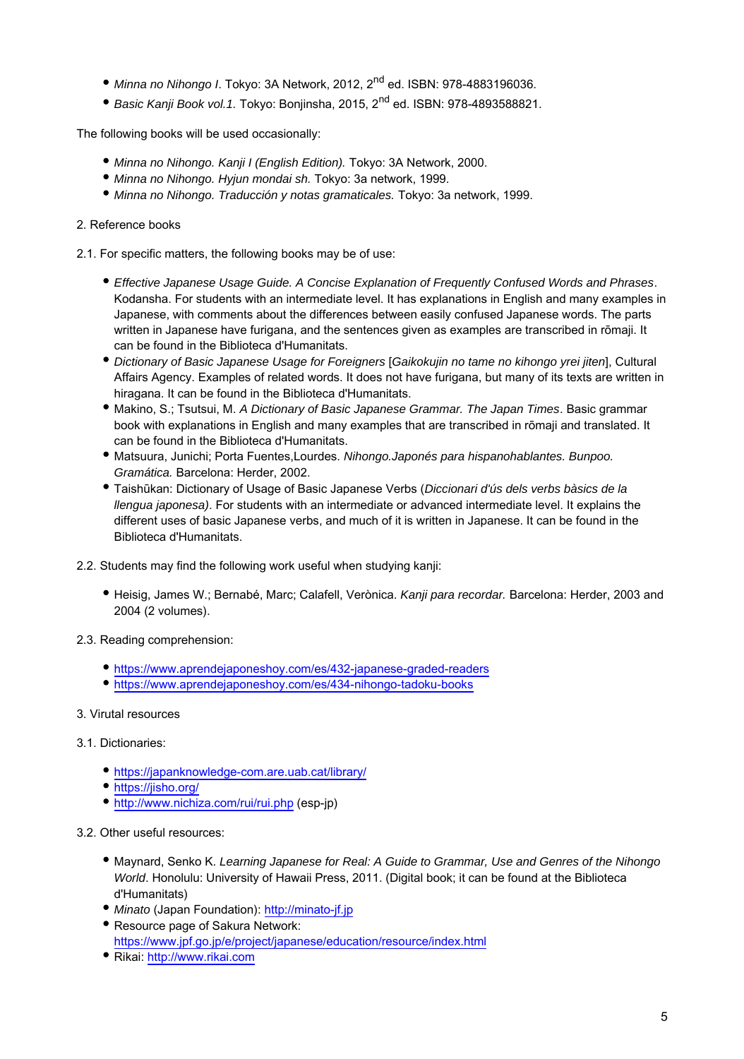- *Minna no Nihongo I*. Tokyo: 3A Network, 2012, 2nd ed. ISBN: 978-4883196036.
- *Basic Kanji Book vol.1.* Tokyo: Bonjinsha, 2015, 2nd ed. ISBN: 978-4893588821.

The following books will be used occasionally:

- *Minna no Nihongo. Kanji I (English Edition).* Tokyo: 3A Network, 2000.
- *Minna no Nihongo. Hyjun mondai sh.* Tokyo: 3a network, 1999.
- *Minna no Nihongo. Traducción y notas gramaticales.* Tokyo: 3a network, 1999.

2. Reference books

2.1. For specific matters, the following books may be of use:

- *Effective Japanese Usage Guide. A Concise Explanation of Frequently Confused Words and Phrases*. Kodansha. For students with an intermediate level. It has explanations in English and many examples in Japanese, with comments about the differences between easily confused Japanese words. The parts written in Japanese have furigana, and the sentences given as examples are transcribed in rōmaji. It can be found in the Biblioteca d'Humanitats.
- *Dictionary of Basic Japanese Usage for Foreigners* [*Gaikokujin no tame no kihongo yrei jiten*], Cultural Affairs Agency. Examples of related words. It does not have furigana, but many of its texts are written in hiragana. It can be found in the Biblioteca d'Humanitats.
- Makino, S.; Tsutsui, M. *A Dictionary of Basic Japanese Grammar. The Japan Times*. Basic grammar book with explanations in English and many examples that are transcribed in rōmaji and translated. It can be found in the Biblioteca d'Humanitats.
- Matsuura, Junichi; Porta Fuentes,Lourdes. *Nihongo.Japonés para hispanohablantes. Bunpoo. Gramática.* Barcelona: Herder, 2002.
- Taishūkan: Dictionary of Usage of Basic Japanese Verbs (*Diccionari d'ús dels verbs bàsics de la llengua japonesa)*. For students with an intermediate or advanced intermediate level. It explains the different uses of basic Japanese verbs, and much of it is written in Japanese. It can be found in the Biblioteca d'Humanitats.

2.2. Students may find the following work useful when studying kanji:

- Heisig, James W.; Bernabé, Marc; Calafell, Verònica. *Kanji para recordar.* Barcelona: Herder, 2003 and 2004 (2 volumes).

2.3. Reading comprehension:

- https://www.aprendejaponeshoy.com/es/432-japanese-graded-readers
- https://www.aprendejaponeshoy.com/es/434-nihongo-tadoku-books

3. Virutal resources

3.1. Dictionaries:

- https://japanknowledge-com.are.uab.cat/library/
- https://jisho.org/
- http://www.nichiza.com/rui/rui.php (esp-jp)

3.2. Other useful resources:

- Maynard, Senko K. *Learning Japanese for Real: A Guide to Grammar, Use and Genres of the Nihongo World*. Honolulu: University of Hawaii Press, 2011. (Digital book; it can be found at the Biblioteca d'Humanitats)
- *Minato* (Japan Foundation): http://minato-jf.jp
- Resource page of Sakura Network: https://www.jpf.go.jp/e/project/japanese/education/resource/index.html
- Rikai: http://www.rikai.com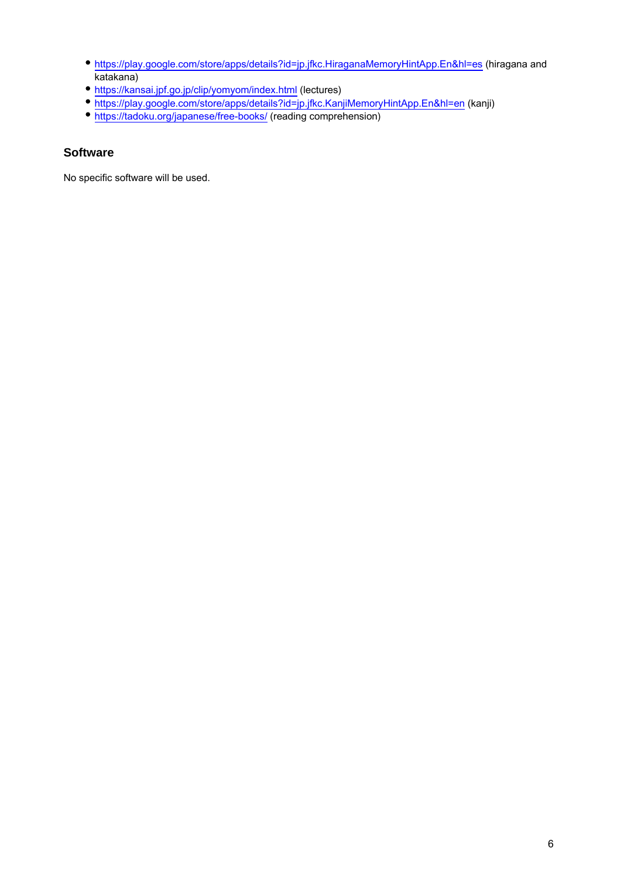- https://play.google.com/store/apps/details?id=jp.jfkc.HiraganaMemoryHintApp.En&hl=es (hiragana and katakana)
- https://kansai.jpf.go.jp/clip/yomyom/index.html (lectures)
- https://play.google.com/store/apps/details?id=jp.jfkc.KanjiMemoryHintApp.En&hl=en (kanji)
- https://tadoku.org/japanese/free-books/ (reading comprehension)

## Software

No specific software will be used.